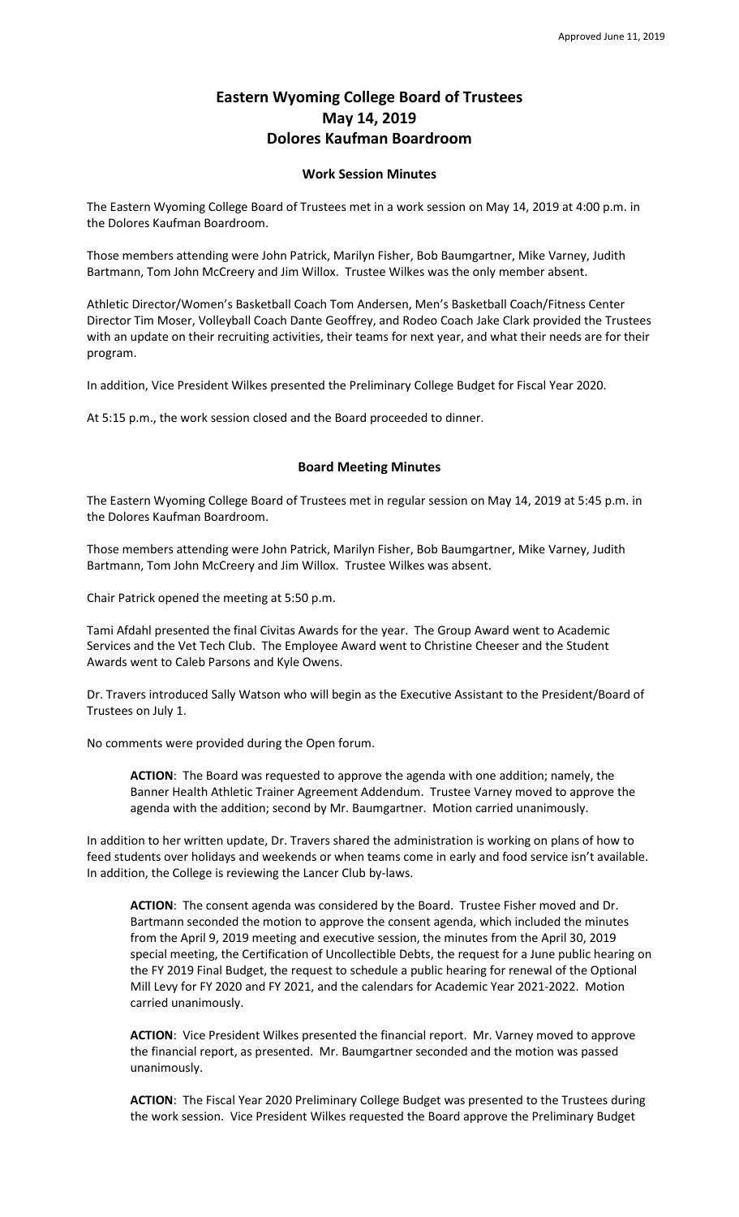Approved June 11, 2019

# Eastern Wyoming College Board of Trustees
# May 14, 2019
# Dolores Kaufman Boardroom

## Work Session Minutes

The Eastern Wyoming College Board of Trustees met in a work session on May 14, 2019 at 4:00 p.m. in the Dolores Kaufman Boardroom.

Those members attending were John Patrick, Marilyn Fisher, Bob Baumgartner, Mike Varney, Judith Bartmann, Tom John McCreery and Jim Willox. Trustee Wilkes was the only member absent.

Athletic Director/Women's Basketball Coach Tom Andersen, Men's Basketball Coach/Fitness Center Director Tim Moser, Volleyball Coach Dante Geoffrey, and Rodeo Coach Jake Clark provided the Trustees with an update on their recruiting activities, their teams for next year, and what their needs are for their program.

In addition, Vice President Wilkes presented the Preliminary College Budget for Fiscal Year 2020.

At 5:15 p.m., the work session closed and the Board proceeded to dinner.

## Board Meeting Minutes

The Eastern Wyoming College Board of Trustees met in regular session on May 14, 2019 at 5:45 p.m. in the Dolores Kaufman Boardroom.

Those members attending were John Patrick, Marilyn Fisher, Bob Baumgartner, Mike Varney, Judith Bartmann, Tom John McCreery and Jim Willox. Trustee Wilkes was absent.

Chair Patrick opened the meeting at 5:50 p.m.

Tami Afdahl presented the final Civitas Awards for the year. The Group Award went to Academic Services and the Vet Tech Club. The Employee Award went to Christine Cheeser and the Student Awards went to Caleb Parsons and Kyle Owens.

Dr. Travers introduced Sally Watson who will begin as the Executive Assistant to the President/Board of Trustees on July 1.

No comments were provided during the Open forum.

> **ACTION**: The Board was requested to approve the agenda with one addition; namely, the Banner Health Athletic Trainer Agreement Addendum. Trustee Varney moved to approve the agenda with the addition; second by Mr. Baumgartner. Motion carried unanimously.

In addition to her written update, Dr. Travers shared the administration is working on plans of how to feed students over holidays and weekends or when teams come in early and food service isn't available. In addition, the College is reviewing the Lancer Club by-laws.

> **ACTION**: The consent agenda was considered by the Board. Trustee Fisher moved and Dr. Bartmann seconded the motion to approve the consent agenda, which included the minutes from the April 9, 2019 meeting and executive session, the minutes from the April 30, 2019 special meeting, the Certification of Uncollectible Debts, the request for a June public hearing on the FY 2019 Final Budget, the request to schedule a public hearing for renewal of the Optional Mill Levy for FY 2020 and FY 2021, and the calendars for Academic Year 2021-2022. Motion carried unanimously.

> **ACTION**: Vice President Wilkes presented the financial report. Mr. Varney moved to approve the financial report, as presented. Mr. Baumgartner seconded and the motion was passed unanimously.

> **ACTION**: The Fiscal Year 2020 Preliminary College Budget was presented to the Trustees during the work session. Vice President Wilkes requested the Board approve the Preliminary Budget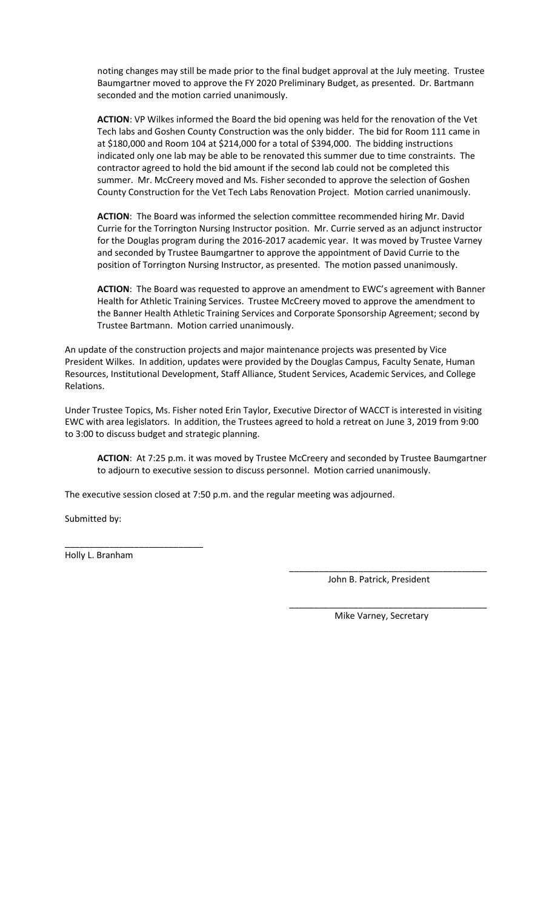noting changes may still be made prior to the final budget approval at the July meeting. Trustee Baumgartner moved to approve the FY 2020 Preliminary Budget, as presented. Dr. Bartmann seconded and the motion carried unanimously.

**ACTION**: VP Wilkes informed the Board the bid opening was held for the renovation of the Vet Tech labs and Goshen County Construction was the only bidder. The bid for Room 111 came in at $180,000 and Room 104 at $214,000 for a total of $394,000. The bidding instructions indicated only one lab may be able to be renovated this summer due to time constraints. The contractor agreed to hold the bid amount if the second lab could not be completed this summer. Mr. McCreery moved and Ms. Fisher seconded to approve the selection of Goshen County Construction for the Vet Tech Labs Renovation Project. Motion carried unanimously.

**ACTION**: The Board was informed the selection committee recommended hiring Mr. David Currie for the Torrington Nursing Instructor position. Mr. Currie served as an adjunct instructor for the Douglas program during the 2016-2017 academic year. It was moved by Trustee Varney and seconded by Trustee Baumgartner to approve the appointment of David Currie to the position of Torrington Nursing Instructor, as presented. The motion passed unanimously.

**ACTION**: The Board was requested to approve an amendment to EWC's agreement with Banner Health for Athletic Training Services. Trustee McCreery moved to approve the amendment to the Banner Health Athletic Training Services and Corporate Sponsorship Agreement; second by Trustee Bartmann. Motion carried unanimously.

An update of the construction projects and major maintenance projects was presented by Vice President Wilkes. In addition, updates were provided by the Douglas Campus, Faculty Senate, Human Resources, Institutional Development, Staff Alliance, Student Services, Academic Services, and College Relations.

Under Trustee Topics, Ms. Fisher noted Erin Taylor, Executive Director of WACCT is interested in visiting EWC with area legislators. In addition, the Trustees agreed to hold a retreat on June 3, 2019 from 9:00 to 3:00 to discuss budget and strategic planning.

**ACTION**: At 7:25 p.m. it was moved by Trustee McCreery and seconded by Trustee Baumgartner to adjourn to executive session to discuss personnel. Motion carried unanimously.

The executive session closed at 7:50 p.m. and the regular meeting was adjourned.

Submitted by:

\_\_\_\_\_\_\_\_\_\_\_\_\_\_\_\_\_\_\_\_\_\_\_\_\_\_\_\_
Holly L. Branham

\_\_\_\_\_\_\_\_\_\_\_\_\_\_\_\_\_\_\_\_\_\_\_\_\_\_\_\_\_\_\_\_\_\_\_\_\_\_\_\_
John B. Patrick, President

\_\_\_\_\_\_\_\_\_\_\_\_\_\_\_\_\_\_\_\_\_\_\_\_\_\_\_\_\_\_\_\_\_\_\_\_\_\_\_\_
Mike Varney, Secretary